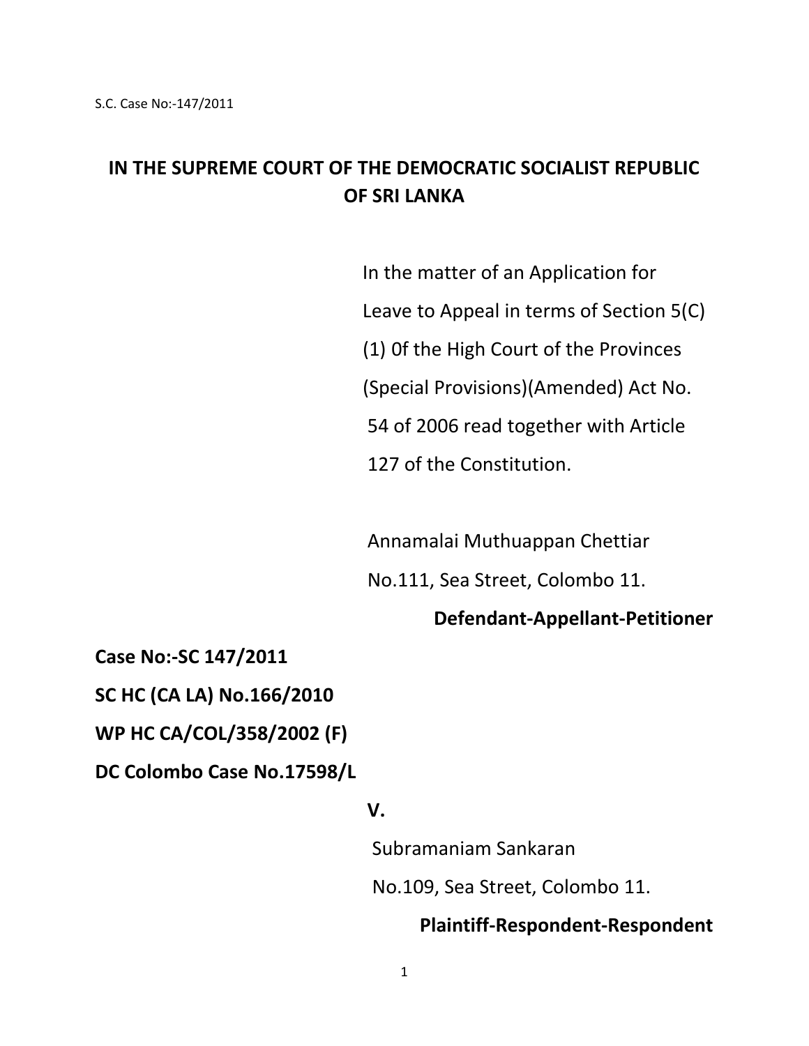S.C. Case No:-147/2011

# IN THE SUPREME COURT OF THE DEMOCRATIC SOCIALIST REPUBLIC OF SRI LANKA

In the matter of an Application for Leave to Appeal in terms of Section 5(C) (1) 0f the High Court of the Provinces (Special Provisions)(Amended) Act No. 54 of 2006 read together with Article 127 of the Constitution.

Annamalai Muthuappan Chettiar
No.111, Sea Street, Colombo 11.

**Defendant-Appellant-Petitioner**

**Case No:-SC 147/2011**

**SC HC (CA LA) No.166/2010**

**WP HC CA/COL/358/2002 (F)**

**DC Colombo Case No.17598/L**

**V.**

Subramaniam Sankaran
No.109, Sea Street, Colombo 11.

**Plaintiff-Respondent-Respondent**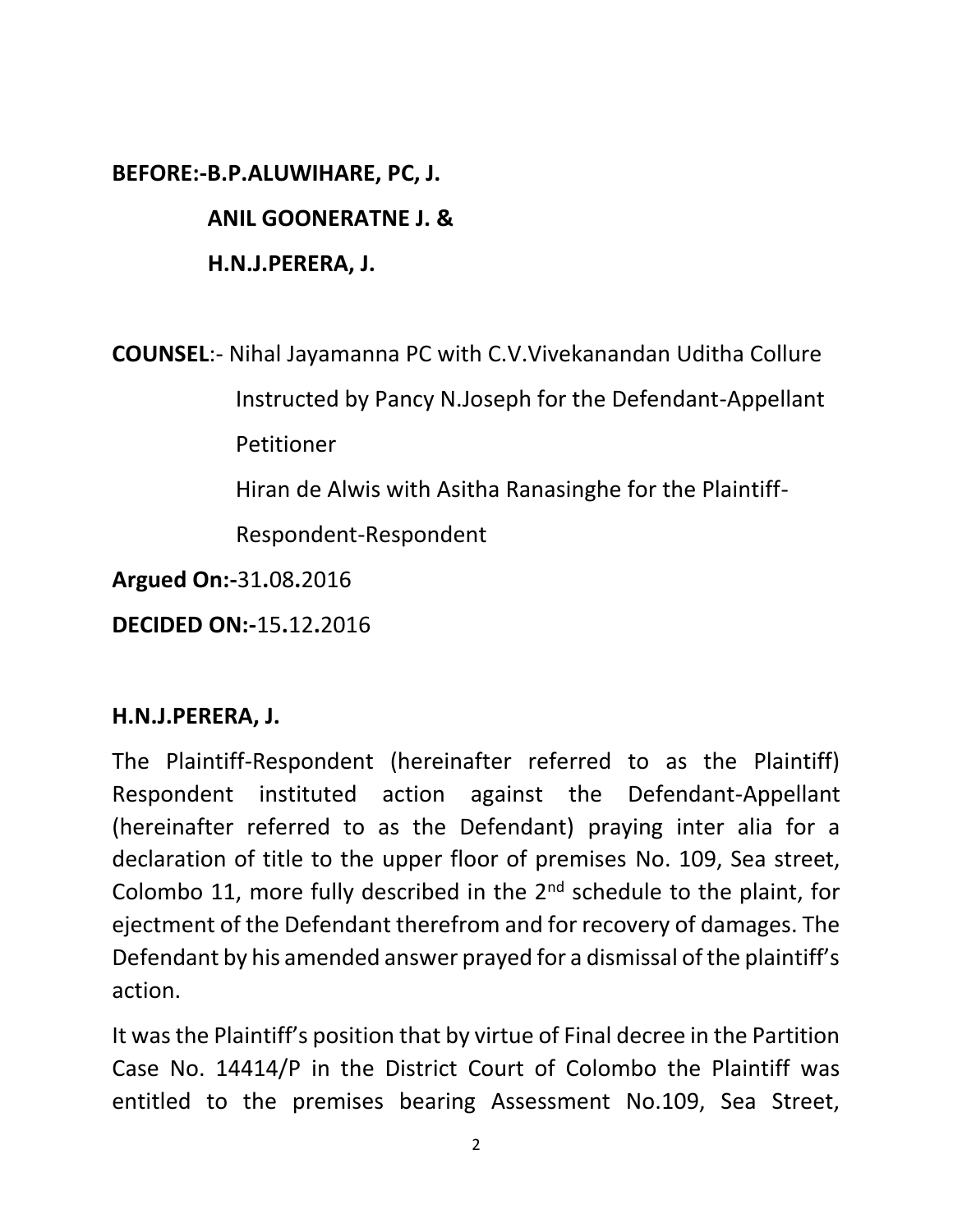**BEFORE:-B.P.ALUWIHARE, PC, J.**

**ANIL GOONERATNE J. &**

**H.N.J.PERERA, J.**

**COUNSEL**:- Nihal Jayamanna PC with C.V.Vivekanandan Uditha Collure

Instructed by Pancy N.Joseph for the Defendant-Appellant Petitioner

Hiran de Alwis with Asitha Ranasinghe for the Plaintiff-Respondent-Respondent

**Argued On:-**31**.**08**.**2016

**DECIDED ON:-**15**.**12**.**2016

**H.N.J.PERERA, J.**

The Plaintiff-Respondent (hereinafter referred to as the Plaintiff) Respondent instituted action against the Defendant-Appellant (hereinafter referred to as the Defendant) praying inter alia for a declaration of title to the upper floor of premises No. 109, Sea street, Colombo 11, more fully described in the 2nd schedule to the plaint, for ejectment of the Defendant therefrom and for recovery of damages. The Defendant by his amended answer prayed for a dismissal of the plaintiff's action.

It was the Plaintiff's position that by virtue of Final decree in the Partition Case No. 14414/P in the District Court of Colombo the Plaintiff was entitled to the premises bearing Assessment No.109, Sea Street,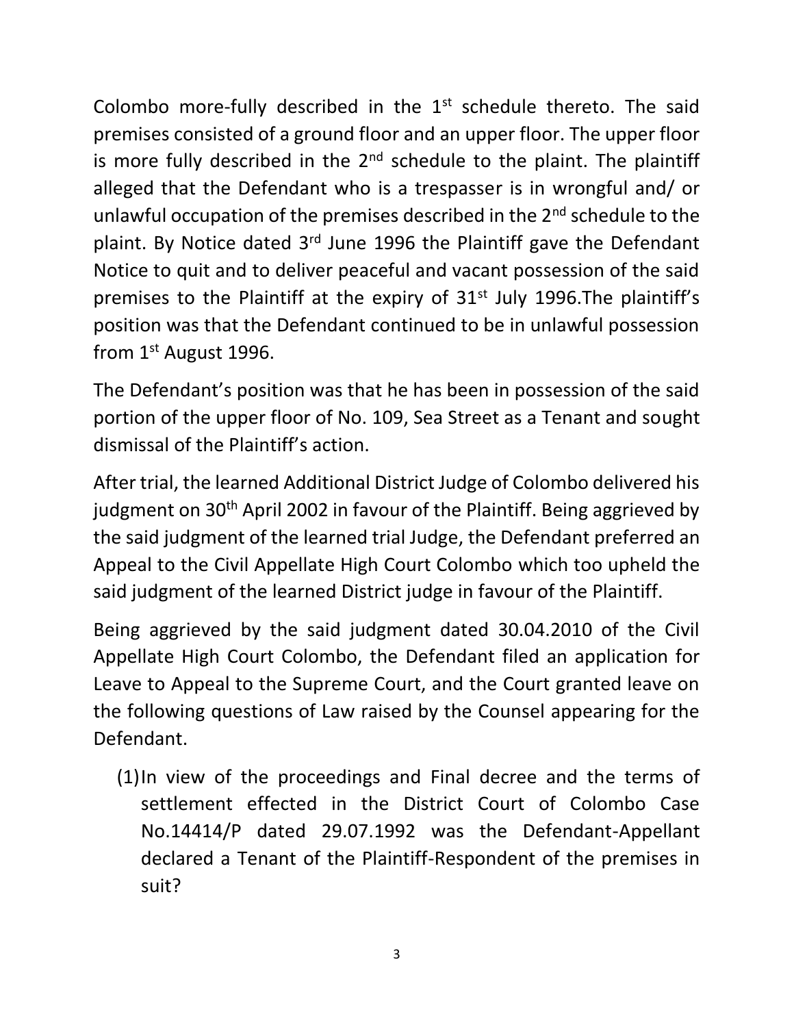Colombo more-fully described in the 1st schedule thereto. The said premises consisted of a ground floor and an upper floor. The upper floor is more fully described in the 2nd schedule to the plaint. The plaintiff alleged that the Defendant who is a trespasser is in wrongful and/ or unlawful occupation of the premises described in the 2nd schedule to the plaint. By Notice dated 3rd June 1996 the Plaintiff gave the Defendant Notice to quit and to deliver peaceful and vacant possession of the said premises to the Plaintiff at the expiry of 31st July 1996.The plaintiff's position was that the Defendant continued to be in unlawful possession from 1st August 1996.

The Defendant's position was that he has been in possession of the said portion of the upper floor of No. 109, Sea Street as a Tenant and sought dismissal of the Plaintiff's action.

After trial, the learned Additional District Judge of Colombo delivered his judgment on 30th April 2002 in favour of the Plaintiff. Being aggrieved by the said judgment of the learned trial Judge, the Defendant preferred an Appeal to the Civil Appellate High Court Colombo which too upheld the said judgment of the learned District judge in favour of the Plaintiff.

Being aggrieved by the said judgment dated 30.04.2010 of the Civil Appellate High Court Colombo, the Defendant filed an application for Leave to Appeal to the Supreme Court, and the Court granted leave on the following questions of Law raised by the Counsel appearing for the Defendant.

(1) In view of the proceedings and Final decree and the terms of settlement effected in the District Court of Colombo Case No.14414/P dated 29.07.1992 was the Defendant-Appellant declared a Tenant of the Plaintiff-Respondent of the premises in suit?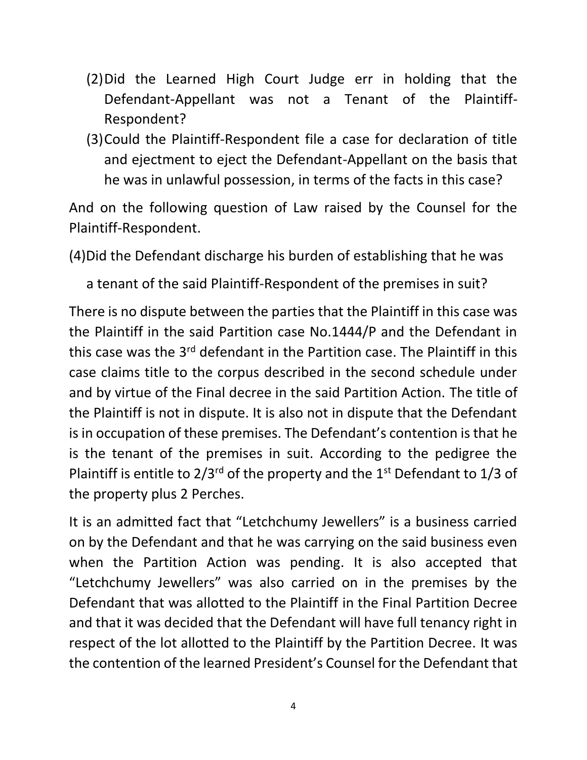(2) Did the Learned High Court Judge err in holding that the Defendant-Appellant was not a Tenant of the Plaintiff-Respondent?

(3) Could the Plaintiff-Respondent file a case for declaration of title and ejectment to eject the Defendant-Appellant on the basis that he was in unlawful possession, in terms of the facts in this case?

And on the following question of Law raised by the Counsel for the Plaintiff-Respondent.

(4) Did the Defendant discharge his burden of establishing that he was a tenant of the said Plaintiff-Respondent of the premises in suit?

There is no dispute between the parties that the Plaintiff in this case was the Plaintiff in the said Partition case No.1444/P and the Defendant in this case was the 3rd defendant in the Partition case. The Plaintiff in this case claims title to the corpus described in the second schedule under and by virtue of the Final decree in the said Partition Action. The title of the Plaintiff is not in dispute. It is also not in dispute that the Defendant is in occupation of these premises. The Defendant's contention is that he is the tenant of the premises in suit. According to the pedigree the Plaintiff is entitle to 2/3rd of the property and the 1st Defendant to 1/3 of the property plus 2 Perches.

It is an admitted fact that "Letchchumy Jewellers" is a business carried on by the Defendant and that he was carrying on the said business even when the Partition Action was pending. It is also accepted that "Letchchumy Jewellers" was also carried on in the premises by the Defendant that was allotted to the Plaintiff in the Final Partition Decree and that it was decided that the Defendant will have full tenancy right in respect of the lot allotted to the Plaintiff by the Partition Decree. It was the contention of the learned President's Counsel for the Defendant that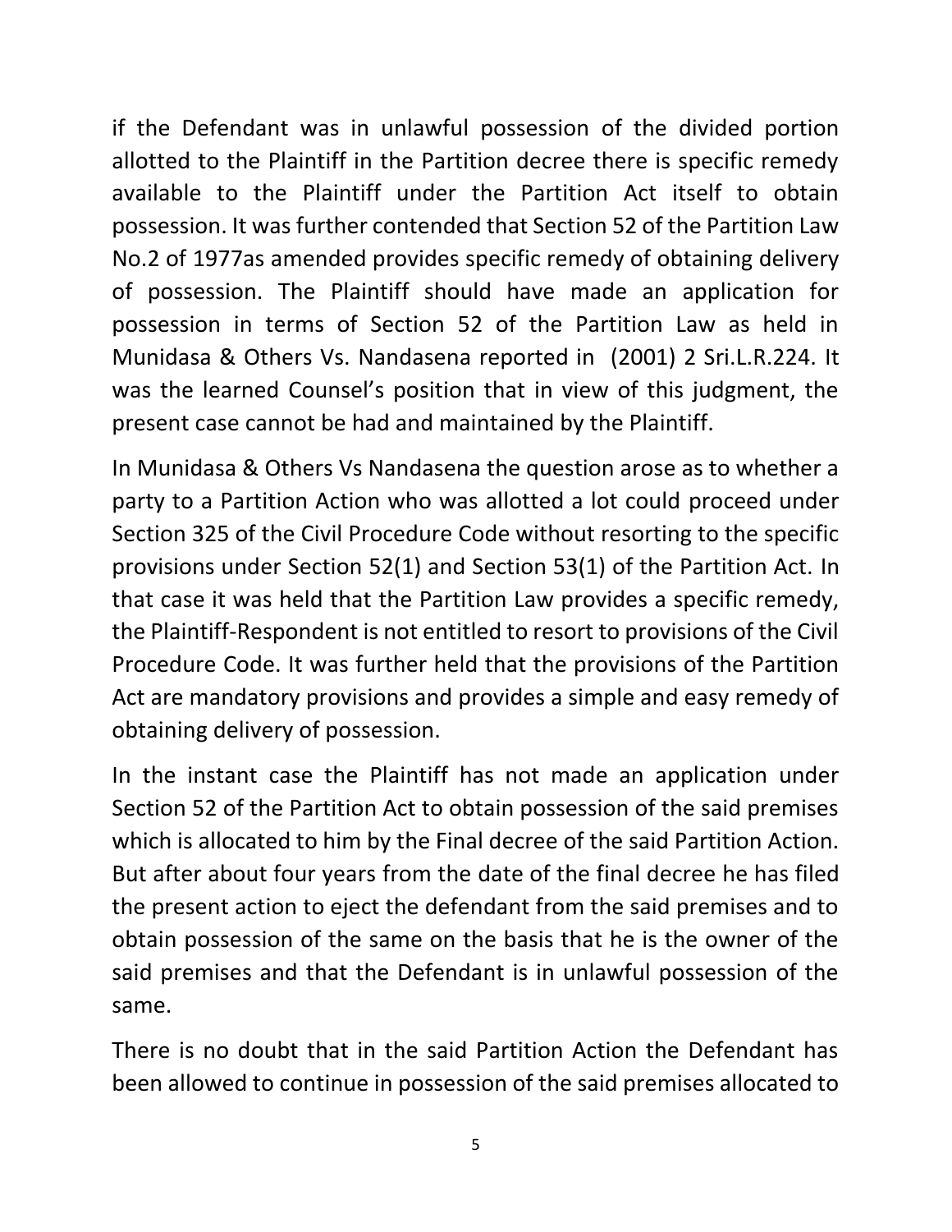if the Defendant was in unlawful possession of the divided portion allotted to the Plaintiff in the Partition decree there is specific remedy available to the Plaintiff under the Partition Act itself to obtain possession. It was further contended that Section 52 of the Partition Law No.2 of 1977as amended provides specific remedy of obtaining delivery of possession. The Plaintiff should have made an application for possession in terms of Section 52 of the Partition Law as held in Munidasa & Others Vs. Nandasena reported in (2001) 2 Sri.L.R.224. It was the learned Counsel's position that in view of this judgment, the present case cannot be had and maintained by the Plaintiff.

In Munidasa & Others Vs Nandasena the question arose as to whether a party to a Partition Action who was allotted a lot could proceed under Section 325 of the Civil Procedure Code without resorting to the specific provisions under Section 52(1) and Section 53(1) of the Partition Act. In that case it was held that the Partition Law provides a specific remedy, the Plaintiff-Respondent is not entitled to resort to provisions of the Civil Procedure Code. It was further held that the provisions of the Partition Act are mandatory provisions and provides a simple and easy remedy of obtaining delivery of possession.

In the instant case the Plaintiff has not made an application under Section 52 of the Partition Act to obtain possession of the said premises which is allocated to him by the Final decree of the said Partition Action. But after about four years from the date of the final decree he has filed the present action to eject the defendant from the said premises and to obtain possession of the same on the basis that he is the owner of the said premises and that the Defendant is in unlawful possession of the same.

There is no doubt that in the said Partition Action the Defendant has been allowed to continue in possession of the said premises allocated to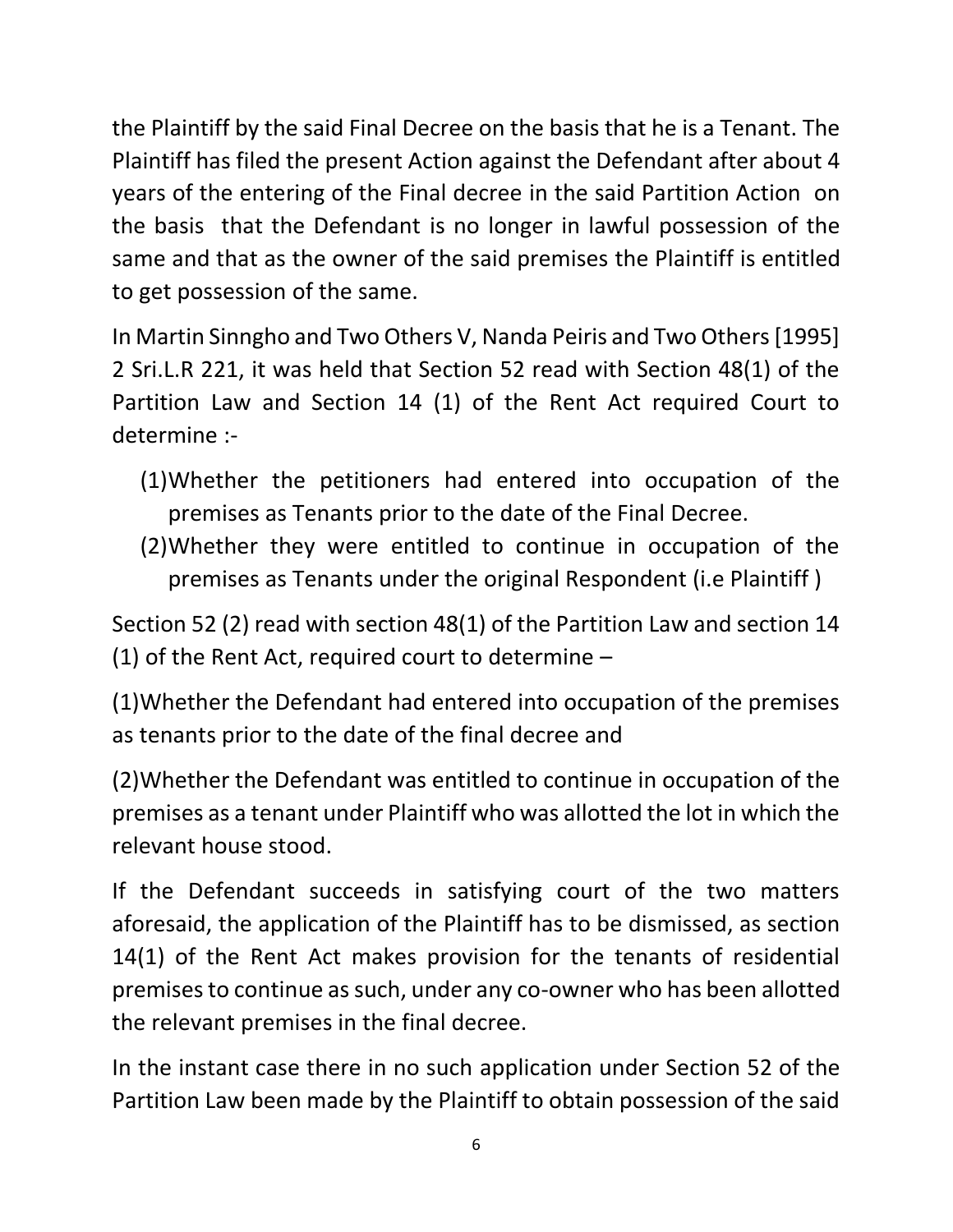the Plaintiff by the said Final Decree on the basis that he is a Tenant. The Plaintiff has filed the present Action against the Defendant after about 4 years of the entering of the Final decree in the said Partition Action on the basis that the Defendant is no longer in lawful possession of the same and that as the owner of the said premises the Plaintiff is entitled to get possession of the same.

In Martin Sinngho and Two Others V, Nanda Peiris and Two Others [1995] 2 Sri.L.R 221, it was held that Section 52 read with Section 48(1) of the Partition Law and Section 14 (1) of the Rent Act required Court to determine :-

(1)Whether the petitioners had entered into occupation of the premises as Tenants prior to the date of the Final Decree.

(2)Whether they were entitled to continue in occupation of the premises as Tenants under the original Respondent (i.e Plaintiff )

Section 52 (2) read with section 48(1) of the Partition Law and section 14 (1) of the Rent Act, required court to determine –

(1)Whether the Defendant had entered into occupation of the premises as tenants prior to the date of the final decree and

(2)Whether the Defendant was entitled to continue in occupation of the premises as a tenant under Plaintiff who was allotted the lot in which the relevant house stood.

If the Defendant succeeds in satisfying court of the two matters aforesaid, the application of the Plaintiff has to be dismissed, as section 14(1) of the Rent Act makes provision for the tenants of residential premises to continue as such, under any co-owner who has been allotted the relevant premises in the final decree.

In the instant case there in no such application under Section 52 of the Partition Law been made by the Plaintiff to obtain possession of the said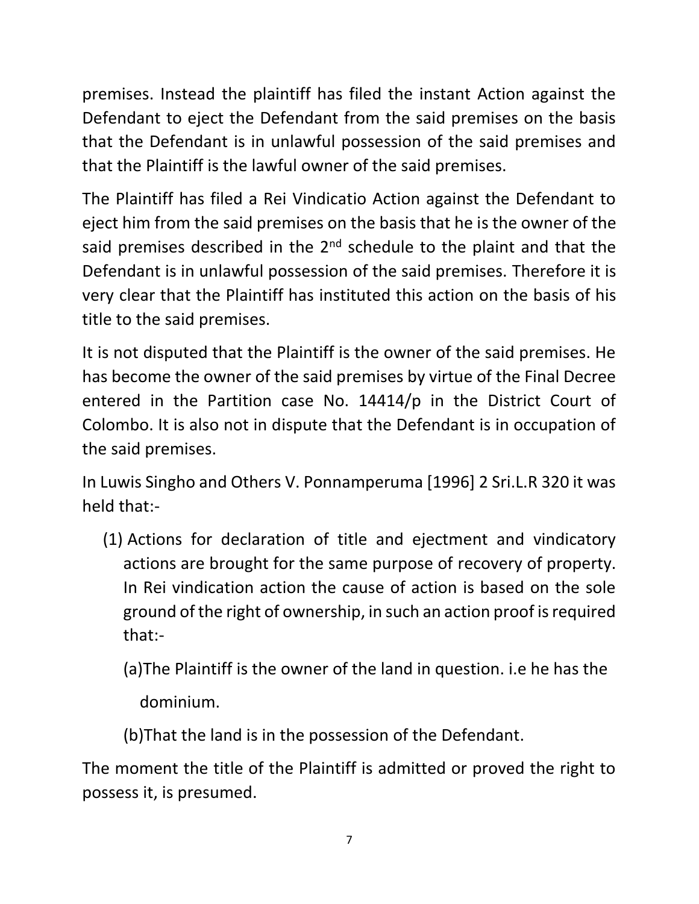premises. Instead the plaintiff has filed the instant Action against the Defendant to eject the Defendant from the said premises on the basis that the Defendant is in unlawful possession of the said premises and that the Plaintiff is the lawful owner of the said premises.

The Plaintiff has filed a Rei Vindicatio Action against the Defendant to eject him from the said premises on the basis that he is the owner of the said premises described in the 2nd schedule to the plaint and that the Defendant is in unlawful possession of the said premises. Therefore it is very clear that the Plaintiff has instituted this action on the basis of his title to the said premises.

It is not disputed that the Plaintiff is the owner of the said premises. He has become the owner of the said premises by virtue of the Final Decree entered in the Partition case No. 14414/p in the District Court of Colombo. It is also not in dispute that the Defendant is in occupation of the said premises.

In Luwis Singho and Others V. Ponnamperuma [1996] 2 Sri.L.R 320 it was held that:-

(1) Actions for declaration of title and ejectment and vindicatory actions are brought for the same purpose of recovery of property. In Rei vindication action the cause of action is based on the sole ground of the right of ownership, in such an action proof is required that:-

 (a)The Plaintiff is the owner of the land in question. i.e he has the dominium.

 (b)That the land is in the possession of the Defendant.

The moment the title of the Plaintiff is admitted or proved the right to possess it, is presumed.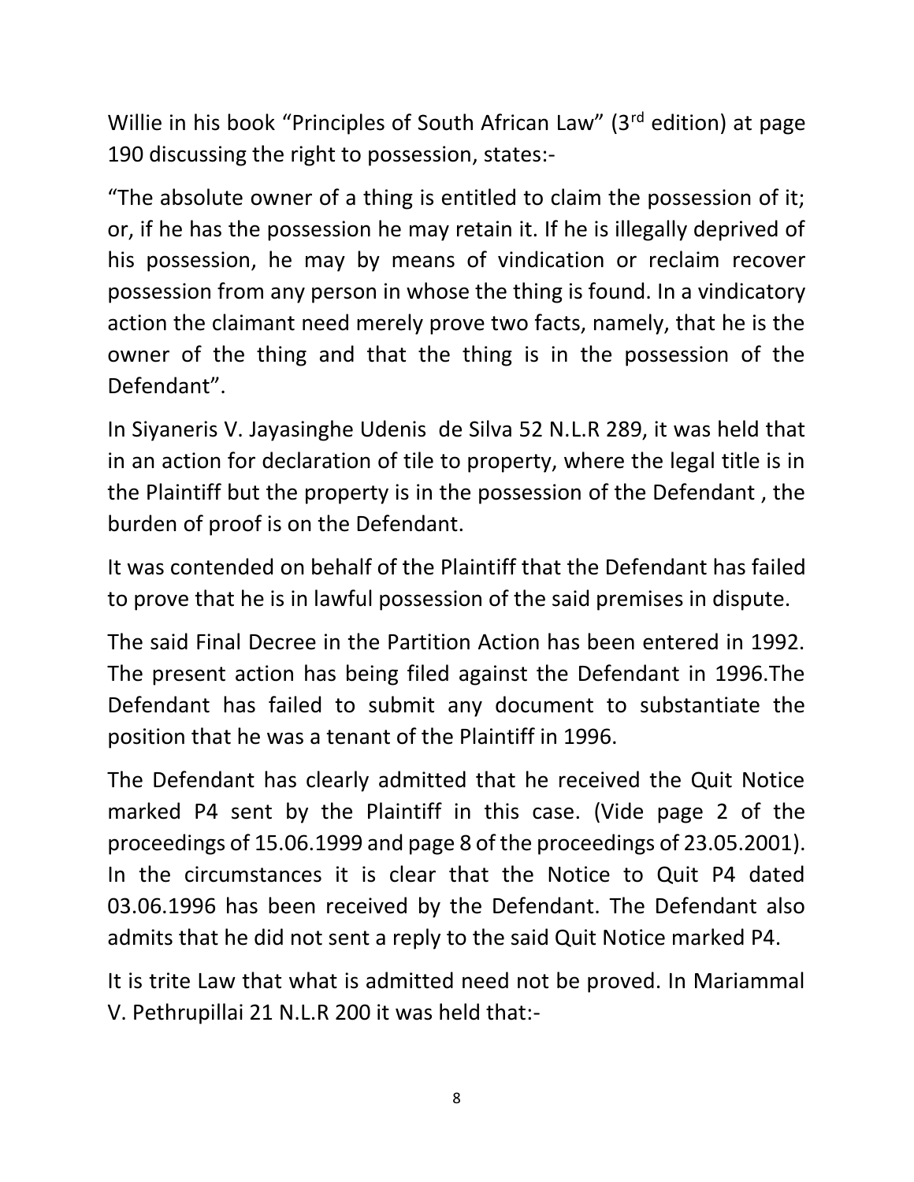Willie in his book "Principles of South African Law" (3rd edition) at page 190 discussing the right to possession, states:-

"The absolute owner of a thing is entitled to claim the possession of it; or, if he has the possession he may retain it. If he is illegally deprived of his possession, he may by means of vindication or reclaim recover possession from any person in whose the thing is found. In a vindicatory action the claimant need merely prove two facts, namely, that he is the owner of the thing and that the thing is in the possession of the Defendant".

In Siyaneris V. Jayasinghe Udenis de Silva 52 N.L.R 289, it was held that in an action for declaration of tile to property, where the legal title is in the Plaintiff but the property is in the possession of the Defendant , the burden of proof is on the Defendant.

It was contended on behalf of the Plaintiff that the Defendant has failed to prove that he is in lawful possession of the said premises in dispute.

The said Final Decree in the Partition Action has been entered in 1992. The present action has being filed against the Defendant in 1996.The Defendant has failed to submit any document to substantiate the position that he was a tenant of the Plaintiff in 1996.

The Defendant has clearly admitted that he received the Quit Notice marked P4 sent by the Plaintiff in this case. (Vide page 2 of the proceedings of 15.06.1999 and page 8 of the proceedings of 23.05.2001). In the circumstances it is clear that the Notice to Quit P4 dated 03.06.1996 has been received by the Defendant. The Defendant also admits that he did not sent a reply to the said Quit Notice marked P4.

It is trite Law that what is admitted need not be proved. In Mariammal V. Pethrupillai 21 N.L.R 200 it was held that:-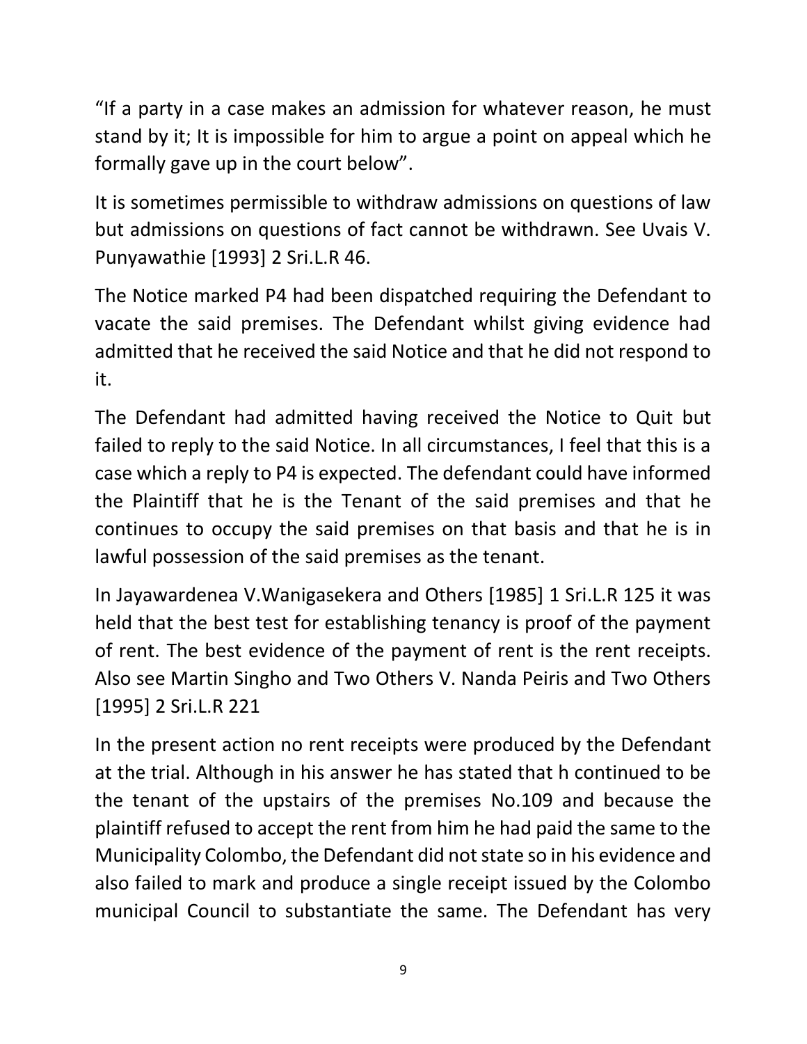"If a party in a case makes an admission for whatever reason, he must stand by it; It is impossible for him to argue a point on appeal which he formally gave up in the court below".

It is sometimes permissible to withdraw admissions on questions of law but admissions on questions of fact cannot be withdrawn. See Uvais V. Punyawathie [1993] 2 Sri.L.R 46.

The Notice marked P4 had been dispatched requiring the Defendant to vacate the said premises. The Defendant whilst giving evidence had admitted that he received the said Notice and that he did not respond to it.

The Defendant had admitted having received the Notice to Quit but failed to reply to the said Notice. In all circumstances, I feel that this is a case which a reply to P4 is expected. The defendant could have informed the Plaintiff that he is the Tenant of the said premises and that he continues to occupy the said premises on that basis and that he is in lawful possession of the said premises as the tenant.

In Jayawardenea V.Wanigasekera and Others [1985] 1 Sri.L.R 125 it was held that the best test for establishing tenancy is proof of the payment of rent. The best evidence of the payment of rent is the rent receipts. Also see Martin Singho and Two Others V. Nanda Peiris and Two Others [1995] 2 Sri.L.R 221

In the present action no rent receipts were produced by the Defendant at the trial. Although in his answer he has stated that h continued to be the tenant of the upstairs of the premises No.109 and because the plaintiff refused to accept the rent from him he had paid the same to the Municipality Colombo, the Defendant did not state so in his evidence and also failed to mark and produce a single receipt issued by the Colombo municipal Council to substantiate the same. The Defendant has very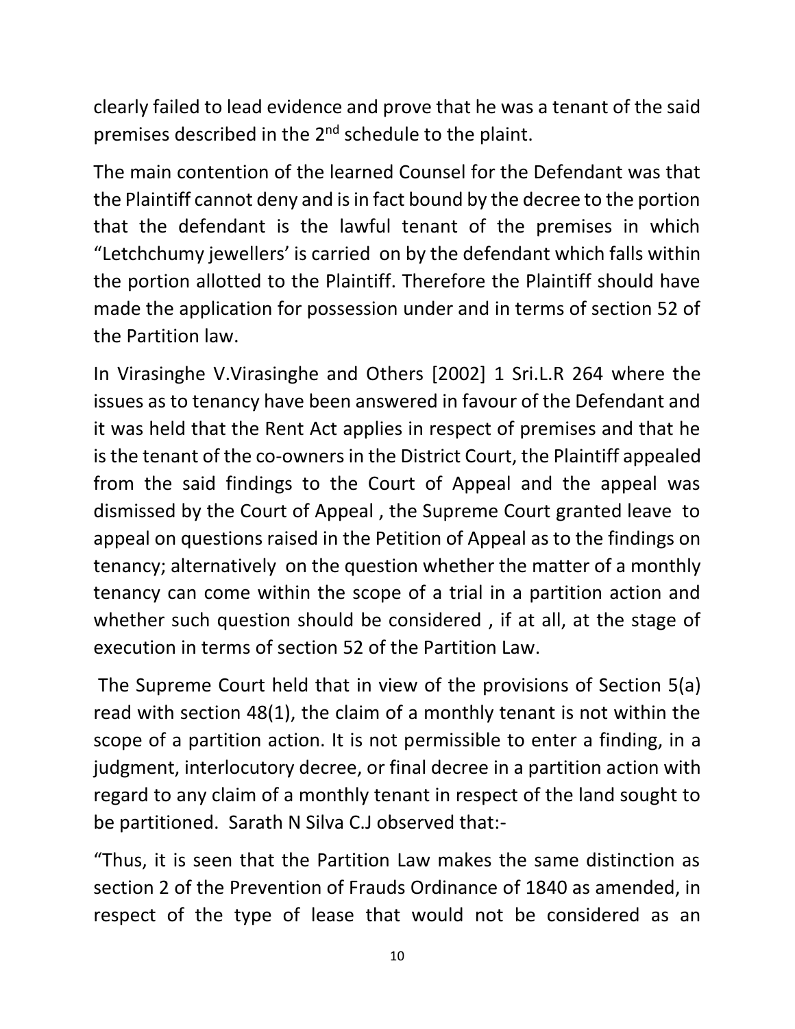clearly failed to lead evidence and prove that he was a tenant of the said premises described in the 2nd schedule to the plaint.

The main contention of the learned Counsel for the Defendant was that the Plaintiff cannot deny and is in fact bound by the decree to the portion that the defendant is the lawful tenant of the premises in which "Letchchumy jewellers' is carried on by the defendant which falls within the portion allotted to the Plaintiff. Therefore the Plaintiff should have made the application for possession under and in terms of section 52 of the Partition law.

In Virasinghe V.Virasinghe and Others [2002] 1 Sri.L.R 264 where the issues as to tenancy have been answered in favour of the Defendant and it was held that the Rent Act applies in respect of premises and that he is the tenant of the co-owners in the District Court, the Plaintiff appealed from the said findings to the Court of Appeal and the appeal was dismissed by the Court of Appeal , the Supreme Court granted leave to appeal on questions raised in the Petition of Appeal as to the findings on tenancy; alternatively on the question whether the matter of a monthly tenancy can come within the scope of a trial in a partition action and whether such question should be considered , if at all, at the stage of execution in terms of section 52 of the Partition Law.

The Supreme Court held that in view of the provisions of Section 5(a) read with section 48(1), the claim of a monthly tenant is not within the scope of a partition action. It is not permissible to enter a finding, in a judgment, interlocutory decree, or final decree in a partition action with regard to any claim of a monthly tenant in respect of the land sought to be partitioned. Sarath N Silva C.J observed that:-

"Thus, it is seen that the Partition Law makes the same distinction as section 2 of the Prevention of Frauds Ordinance of 1840 as amended, in respect of the type of lease that would not be considered as an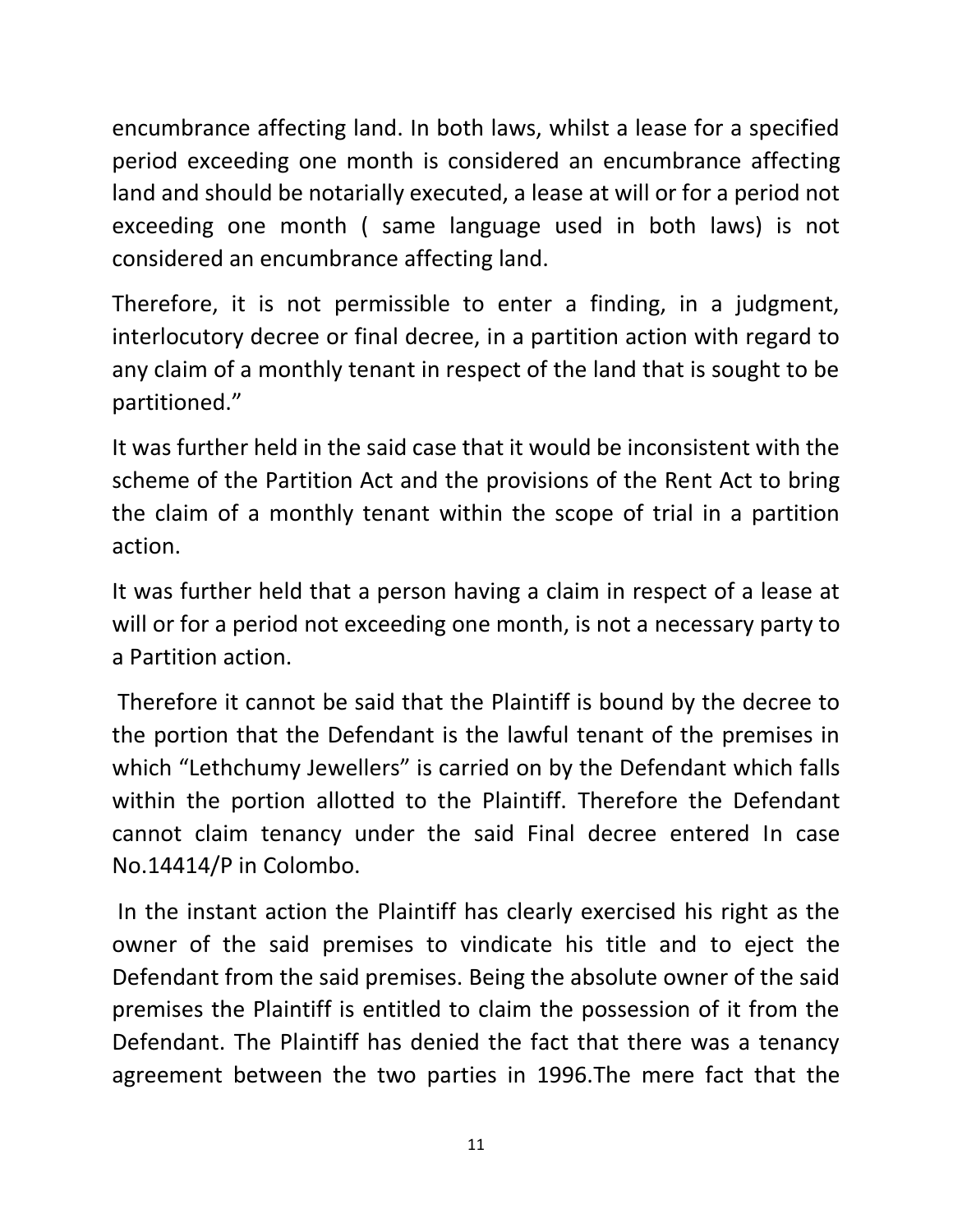encumbrance affecting land. In both laws, whilst a lease for a specified period exceeding one month is considered an encumbrance affecting land and should be notarially executed, a lease at will or for a period not exceeding one month ( same language used in both laws) is not considered an encumbrance affecting land.

Therefore, it is not permissible to enter a finding, in a judgment, interlocutory decree or final decree, in a partition action with regard to any claim of a monthly tenant in respect of the land that is sought to be partitioned."

It was further held in the said case that it would be inconsistent with the scheme of the Partition Act and the provisions of the Rent Act to bring the claim of a monthly tenant within the scope of trial in a partition action.

It was further held that a person having a claim in respect of a lease at will or for a period not exceeding one month, is not a necessary party to a Partition action.

Therefore it cannot be said that the Plaintiff is bound by the decree to the portion that the Defendant is the lawful tenant of the premises in which "Lethchumy Jewellers" is carried on by the Defendant which falls within the portion allotted to the Plaintiff. Therefore the Defendant cannot claim tenancy under the said Final decree entered In case No.14414/P in Colombo.

In the instant action the Plaintiff has clearly exercised his right as the owner of the said premises to vindicate his title and to eject the Defendant from the said premises. Being the absolute owner of the said premises the Plaintiff is entitled to claim the possession of it from the Defendant. The Plaintiff has denied the fact that there was a tenancy agreement between the two parties in 1996.The mere fact that the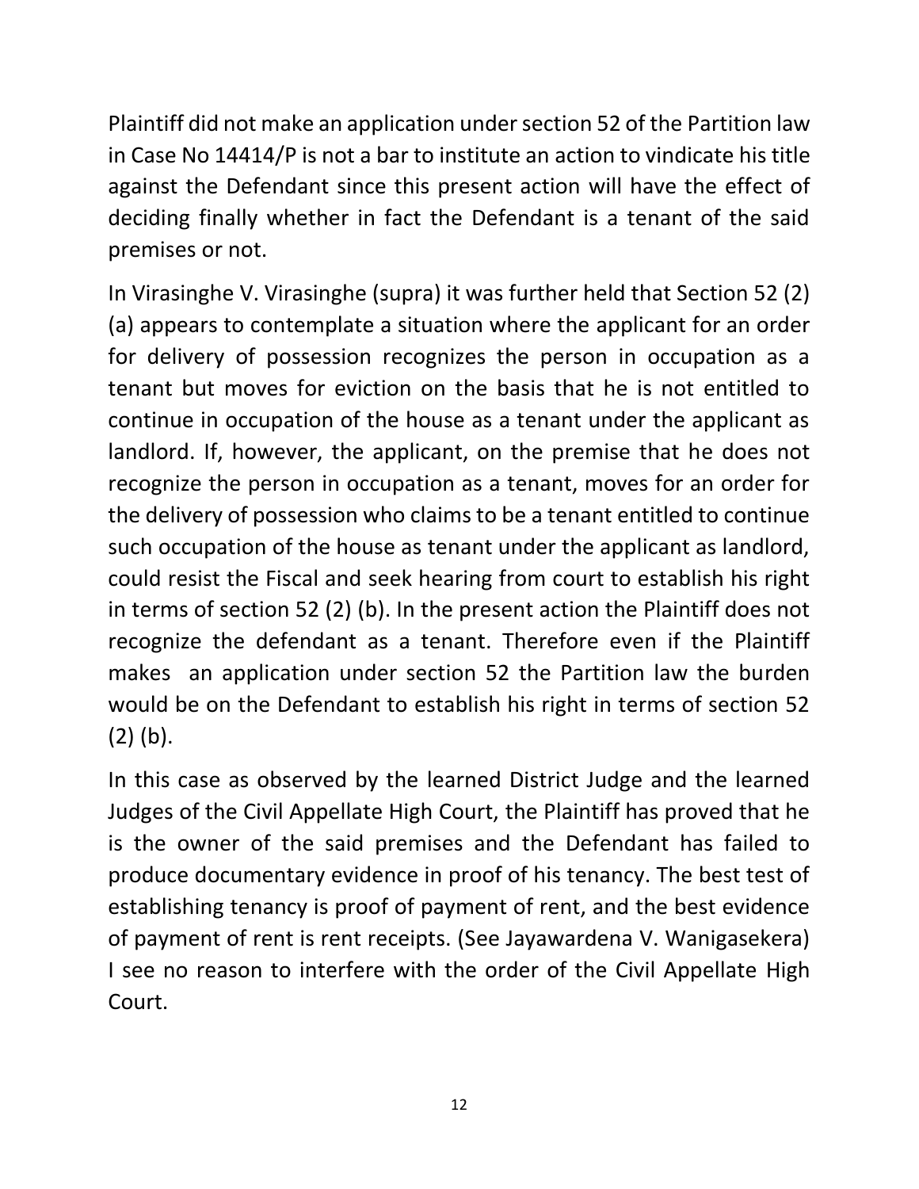Plaintiff did not make an application under section 52 of the Partition law in Case No 14414/P is not a bar to institute an action to vindicate his title against the Defendant since this present action will have the effect of deciding finally whether in fact the Defendant is a tenant of the said premises or not.

In Virasinghe V. Virasinghe (supra) it was further held that Section 52 (2) (a) appears to contemplate a situation where the applicant for an order for delivery of possession recognizes the person in occupation as a tenant but moves for eviction on the basis that he is not entitled to continue in occupation of the house as a tenant under the applicant as landlord. If, however, the applicant, on the premise that he does not recognize the person in occupation as a tenant, moves for an order for the delivery of possession who claims to be a tenant entitled to continue such occupation of the house as tenant under the applicant as landlord, could resist the Fiscal and seek hearing from court to establish his right in terms of section 52 (2) (b). In the present action the Plaintiff does not recognize the defendant as a tenant. Therefore even if the Plaintiff makes an application under section 52 the Partition law the burden would be on the Defendant to establish his right in terms of section 52 (2) (b).

In this case as observed by the learned District Judge and the learned Judges of the Civil Appellate High Court, the Plaintiff has proved that he is the owner of the said premises and the Defendant has failed to produce documentary evidence in proof of his tenancy. The best test of establishing tenancy is proof of payment of rent, and the best evidence of payment of rent is rent receipts. (See Jayawardena V. Wanigasekera) I see no reason to interfere with the order of the Civil Appellate High Court.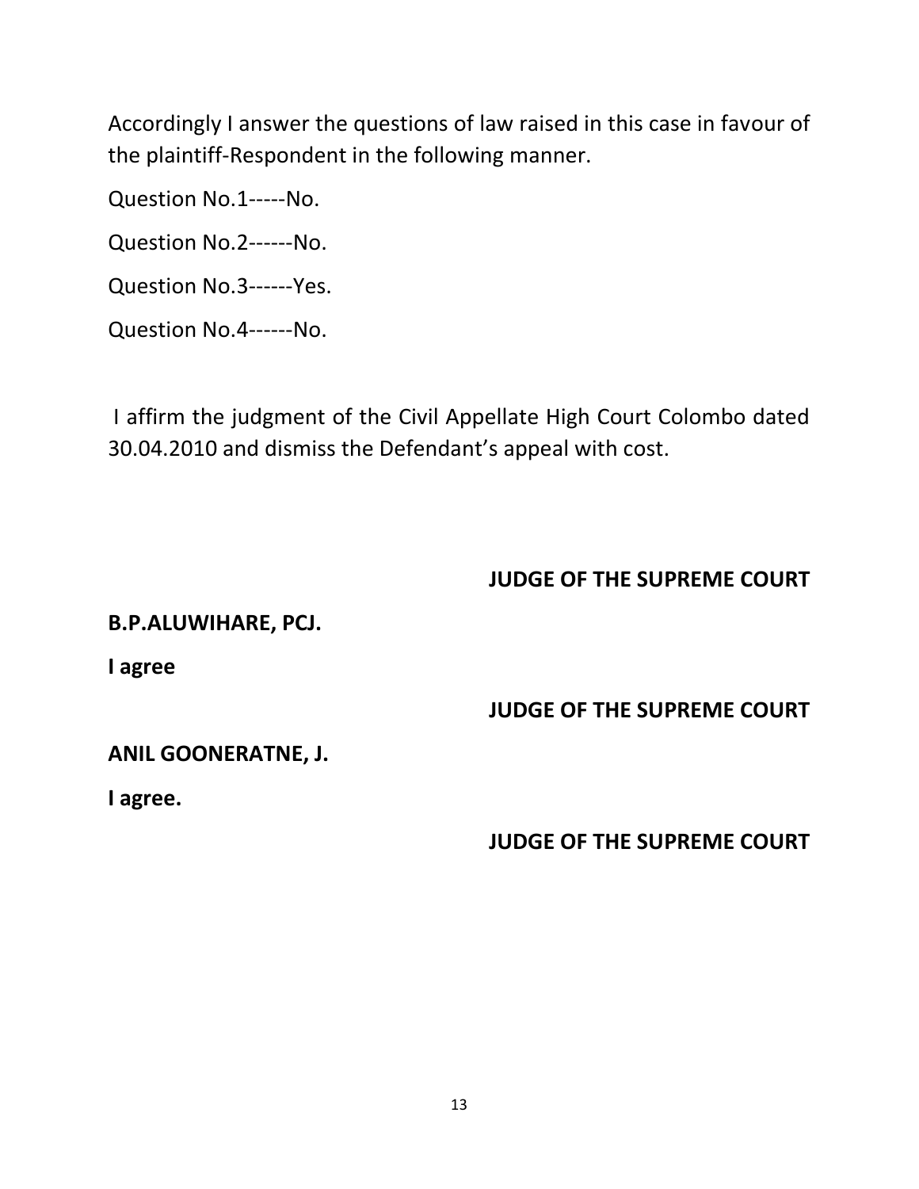Accordingly I answer the questions of law raised in this case in favour of the plaintiff-Respondent in the following manner.

Question No.1-----No.

Question No.2------No.

Question No.3------Yes.

Question No.4------No.

I affirm the judgment of the Civil Appellate High Court Colombo dated 30.04.2010 and dismiss the Defendant's appeal with cost.

**JUDGE OF THE SUPREME COURT**

**B.P.ALUWIHARE, PCJ.**

**I agree**

**JUDGE OF THE SUPREME COURT**

**ANIL GOONERATNE, J.**

**I agree.**

**JUDGE OF THE SUPREME COURT**